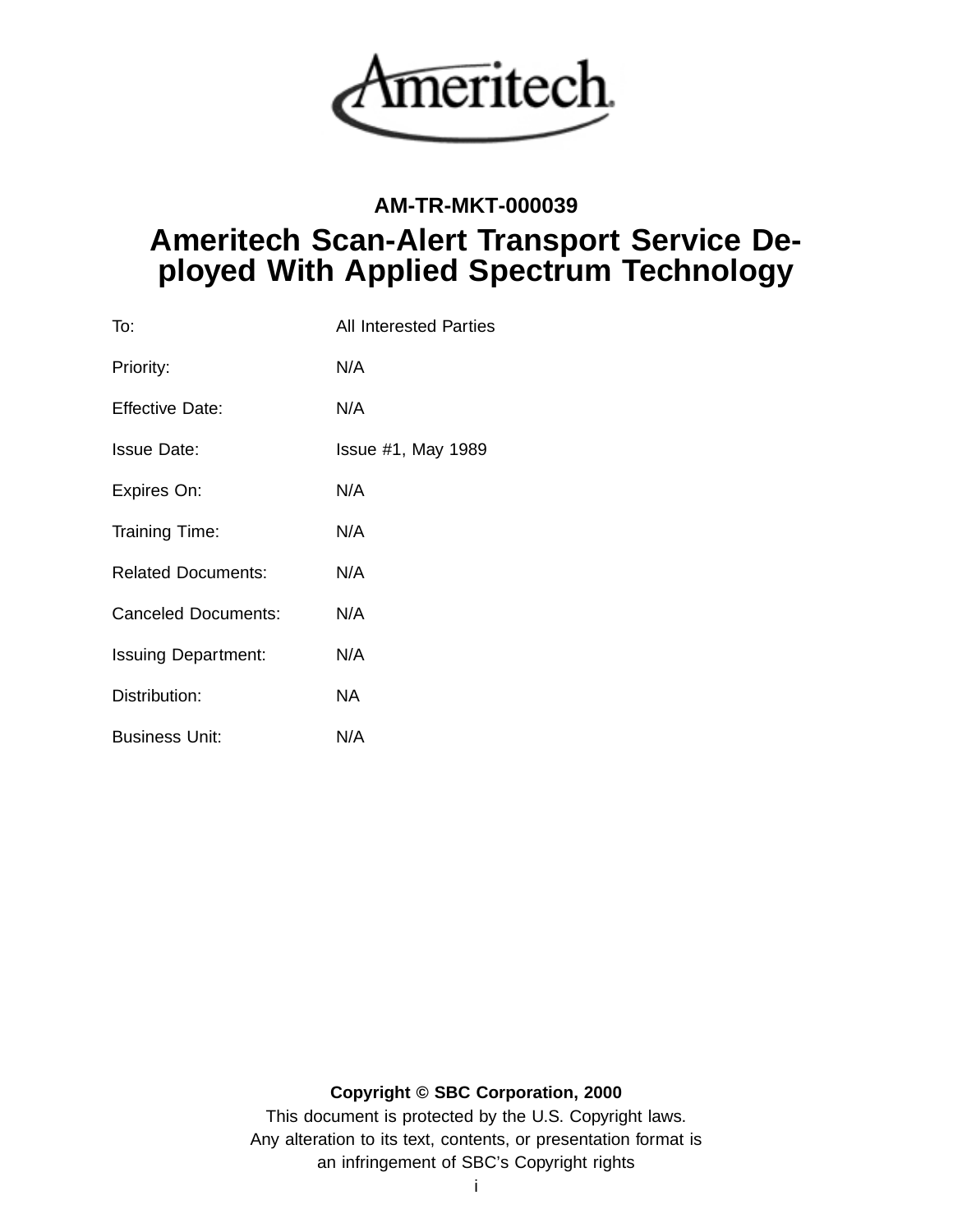Ameritech

**AM-TR-MKT-000039**

# Ameritech Scan-Alert Transport Service Deployed With Applied Spectrum Technology

| | |
|---|---|
| To: | All Interested Parties |
| Priority: | N/A |
| Effective Date: | N/A |
| Issue Date: | Issue #1, May 1989 |
| Expires On: | N/A |
| Training Time: | N/A |
| Related Documents: | N/A |
| Canceled Documents: | N/A |
| Issuing Department: | N/A |
| Distribution: | NA |
| Business Unit: | N/A |

**Copyright © SBC Corporation, 2000**

This document is protected by the U.S. Copyright laws.
Any alteration to its text, contents, or presentation format is an infringement of SBC's Copyright rights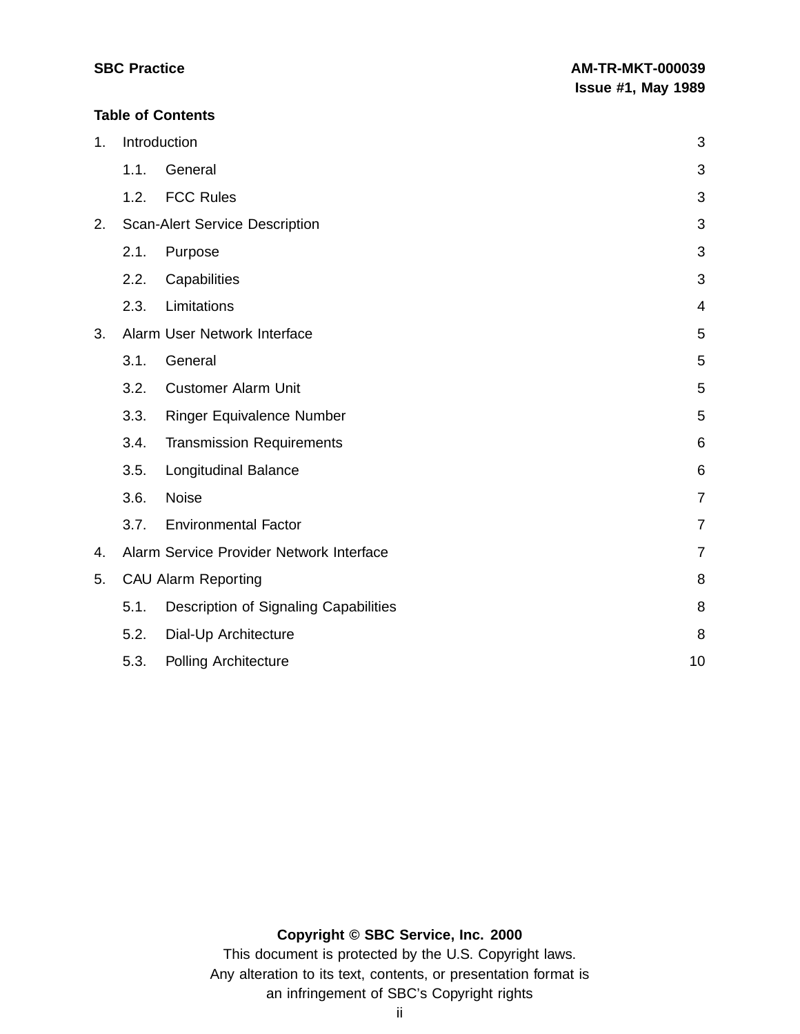## Table of Contents

1. Introduction 3
   - 1.1. General 3
   - 1.2. FCC Rules 3
2. Scan-Alert Service Description 3
   - 2.1. Purpose 3
   - 2.2. Capabilities 3
   - 2.3. Limitations 4
3. Alarm User Network Interface 5
   - 3.1. General 5
   - 3.2. Customer Alarm Unit 5
   - 3.3. Ringer Equivalence Number 5
   - 3.4. Transmission Requirements 6
   - 3.5. Longitudinal Balance 6
   - 3.6. Noise 7
   - 3.7. Environmental Factor 7
4. Alarm Service Provider Network Interface 7
5. CAU Alarm Reporting 8
   - 5.1. Description of Signaling Capabilities 8
   - 5.2. Dial-Up Architecture 8
   - 5.3. Polling Architecture 10

**Copyright © SBC Service, Inc. 2000**

This document is protected by the U.S. Copyright laws.
Any alteration to its text, contents, or presentation format is an infringement of SBC's Copyright rights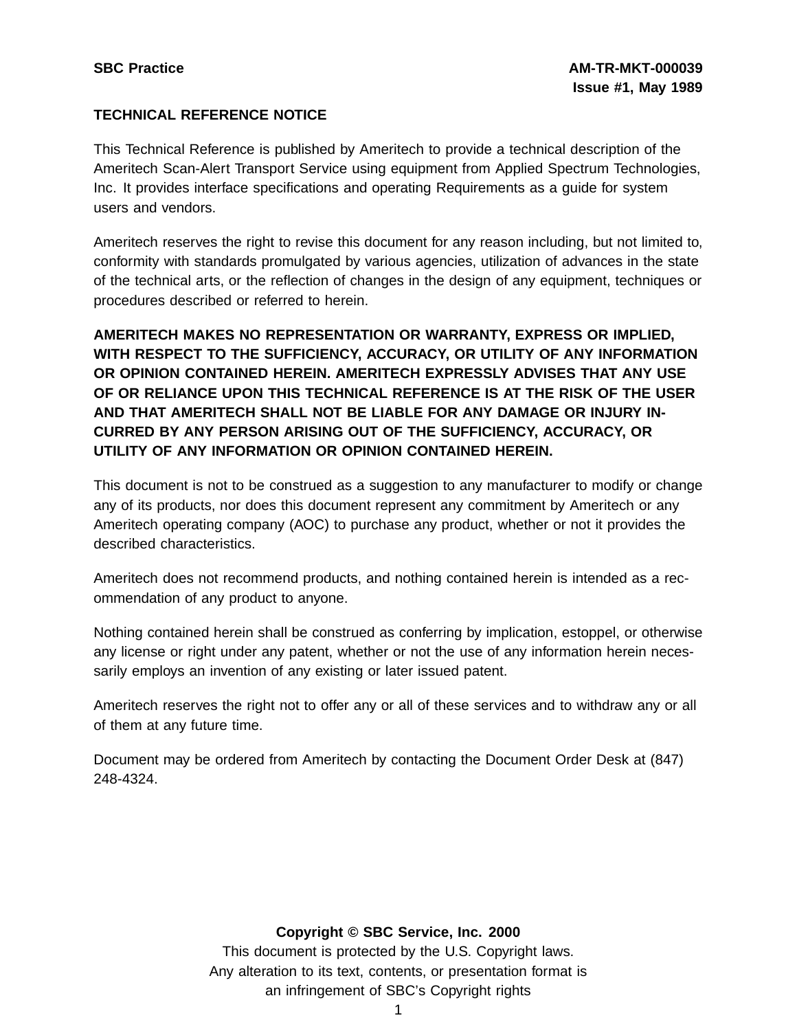**TECHNICAL REFERENCE NOTICE**

This Technical Reference is published by Ameritech to provide a technical description of the Ameritech Scan-Alert Transport Service using equipment from Applied Spectrum Technologies, Inc. It provides interface specifications and operating Requirements as a guide for system users and vendors.

Ameritech reserves the right to revise this document for any reason including, but not limited to, conformity with standards promulgated by various agencies, utilization of advances in the state of the technical arts, or the reflection of changes in the design of any equipment, techniques or procedures described or referred to herein.

**AMERITECH MAKES NO REPRESENTATION OR WARRANTY, EXPRESS OR IMPLIED, WITH RESPECT TO THE SUFFICIENCY, ACCURACY, OR UTILITY OF ANY INFORMATION OR OPINION CONTAINED HEREIN. AMERITECH EXPRESSLY ADVISES THAT ANY USE OF OR RELIANCE UPON THIS TECHNICAL REFERENCE IS AT THE RISK OF THE USER AND THAT AMERITECH SHALL NOT BE LIABLE FOR ANY DAMAGE OR INJURY INCURRED BY ANY PERSON ARISING OUT OF THE SUFFICIENCY, ACCURACY, OR UTILITY OF ANY INFORMATION OR OPINION CONTAINED HEREIN.**

This document is not to be construed as a suggestion to any manufacturer to modify or change any of its products, nor does this document represent any commitment by Ameritech or any Ameritech operating company (AOC) to purchase any product, whether or not it provides the described characteristics.

Ameritech does not recommend products, and nothing contained herein is intended as a recommendation of any product to anyone.

Nothing contained herein shall be construed as conferring by implication, estoppel, or otherwise any license or right under any patent, whether or not the use of any information herein necessarily employs an invention of any existing or later issued patent.

Ameritech reserves the right not to offer any or all of these services and to withdraw any or all of them at any future time.

Document may be ordered from Ameritech by contacting the Document Order Desk at (847) 248-4324.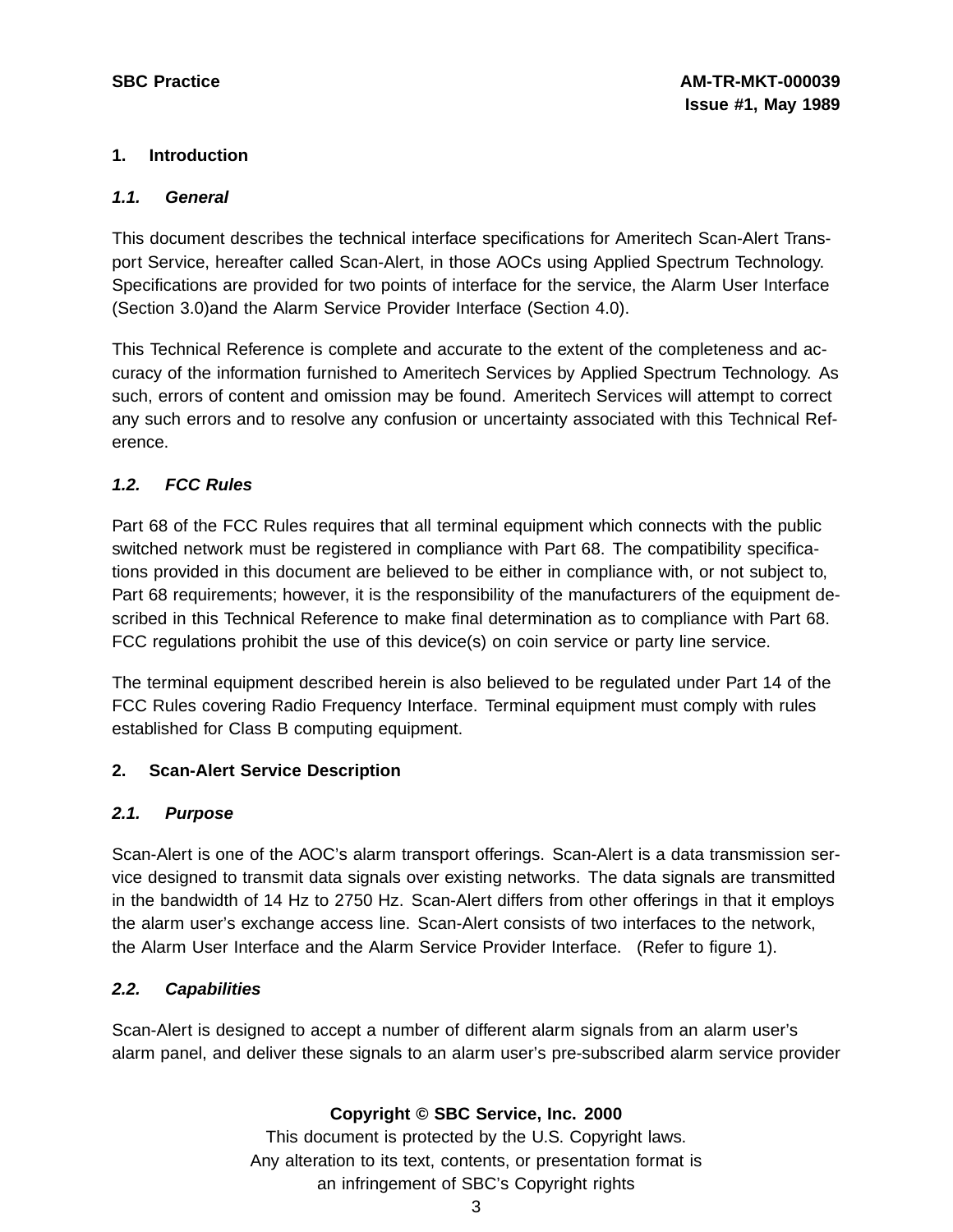## 1. Introduction

### *1.1. General*

This document describes the technical interface specifications for Ameritech Scan-Alert Transport Service, hereafter called Scan-Alert, in those AOCs using Applied Spectrum Technology. Specifications are provided for two points of interface for the service, the Alarm User Interface (Section 3.0)and the Alarm Service Provider Interface (Section 4.0).

This Technical Reference is complete and accurate to the extent of the completeness and accuracy of the information furnished to Ameritech Services by Applied Spectrum Technology. As such, errors of content and omission may be found. Ameritech Services will attempt to correct any such errors and to resolve any confusion or uncertainty associated with this Technical Reference.

### *1.2. FCC Rules*

Part 68 of the FCC Rules requires that all terminal equipment which connects with the public switched network must be registered in compliance with Part 68. The compatibility specifications provided in this document are believed to be either in compliance with, or not subject to, Part 68 requirements; however, it is the responsibility of the manufacturers of the equipment described in this Technical Reference to make final determination as to compliance with Part 68. FCC regulations prohibit the use of this device(s) on coin service or party line service.

The terminal equipment described herein is also believed to be regulated under Part 14 of the FCC Rules covering Radio Frequency Interface. Terminal equipment must comply with rules established for Class B computing equipment.

## 2. Scan-Alert Service Description

### *2.1. Purpose*

Scan-Alert is one of the AOC's alarm transport offerings. Scan-Alert is a data transmission service designed to transmit data signals over existing networks. The data signals are transmitted in the bandwidth of 14 Hz to 2750 Hz. Scan-Alert differs from other offerings in that it employs the alarm user's exchange access line. Scan-Alert consists of two interfaces to the network, the Alarm User Interface and the Alarm Service Provider Interface. (Refer to figure 1).

### *2.2. Capabilities*

Scan-Alert is designed to accept a number of different alarm signals from an alarm user's alarm panel, and deliver these signals to an alarm user's pre-subscribed alarm service provider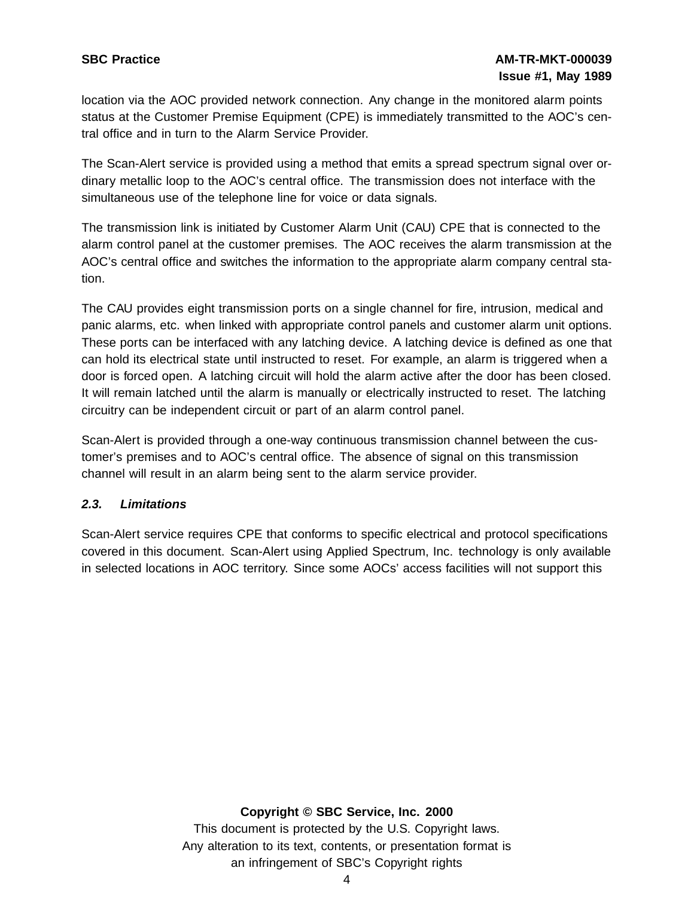location via the AOC provided network connection. Any change in the monitored alarm points status at the Customer Premise Equipment (CPE) is immediately transmitted to the AOC's central office and in turn to the Alarm Service Provider.

The Scan-Alert service is provided using a method that emits a spread spectrum signal over ordinary metallic loop to the AOC's central office. The transmission does not interface with the simultaneous use of the telephone line for voice or data signals.

The transmission link is initiated by Customer Alarm Unit (CAU) CPE that is connected to the alarm control panel at the customer premises. The AOC receives the alarm transmission at the AOC's central office and switches the information to the appropriate alarm company central station.

The CAU provides eight transmission ports on a single channel for fire, intrusion, medical and panic alarms, etc. when linked with appropriate control panels and customer alarm unit options. These ports can be interfaced with any latching device. A latching device is defined as one that can hold its electrical state until instructed to reset. For example, an alarm is triggered when a door is forced open. A latching circuit will hold the alarm active after the door has been closed. It will remain latched until the alarm is manually or electrically instructed to reset. The latching circuitry can be independent circuit or part of an alarm control panel.

Scan-Alert is provided through a one-way continuous transmission channel between the customer's premises and to AOC's central office. The absence of signal on this transmission channel will result in an alarm being sent to the alarm service provider.

### *2.3. Limitations*

Scan-Alert service requires CPE that conforms to specific electrical and protocol specifications covered in this document. Scan-Alert using Applied Spectrum, Inc. technology is only available in selected locations in AOC territory. Since some AOCs' access facilities will not support this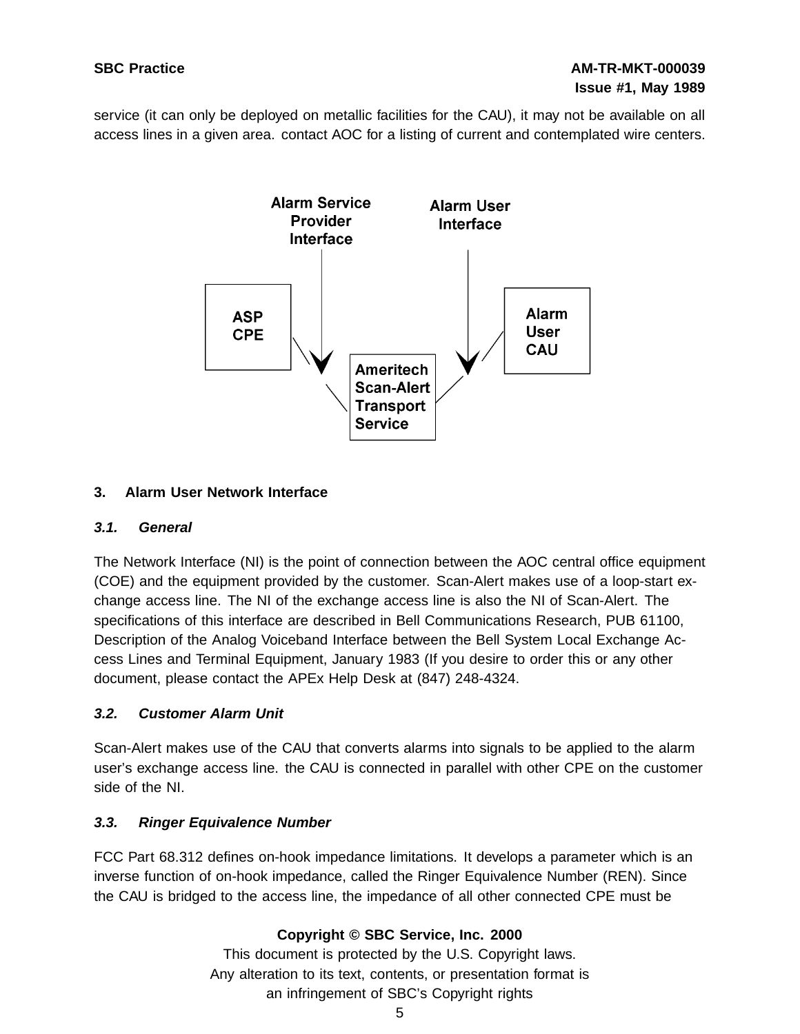service (it can only be deployed on metallic facilities for the CAU), it may not be available on all access lines in a given area. contact AOC for a listing of current and contemplated wire centers.

Alarm Service Provider Interface

Alarm User Interface

ASP CPE

Ameritech Scan-Alert Transport Service

Alarm User CAU

## 3. Alarm User Network Interface

### *3.1. General*

The Network Interface (NI) is the point of connection between the AOC central office equipment (COE) and the equipment provided by the customer. Scan-Alert makes use of a loop-start exchange access line. The NI of the exchange access line is also the NI of Scan-Alert. The specifications of this interface are described in Bell Communications Research, PUB 61100, Description of the Analog Voiceband Interface between the Bell System Local Exchange Access Lines and Terminal Equipment, January 1983 (If you desire to order this or any other document, please contact the APEx Help Desk at (847) 248-4324.

### *3.2. Customer Alarm Unit*

Scan-Alert makes use of the CAU that converts alarms into signals to be applied to the alarm user's exchange access line. the CAU is connected in parallel with other CPE on the customer side of the NI.

### *3.3. Ringer Equivalence Number*

FCC Part 68.312 defines on-hook impedance limitations. It develops a parameter which is an inverse function of on-hook impedance, called the Ringer Equivalence Number (REN). Since the CAU is bridged to the access line, the impedance of all other connected CPE must be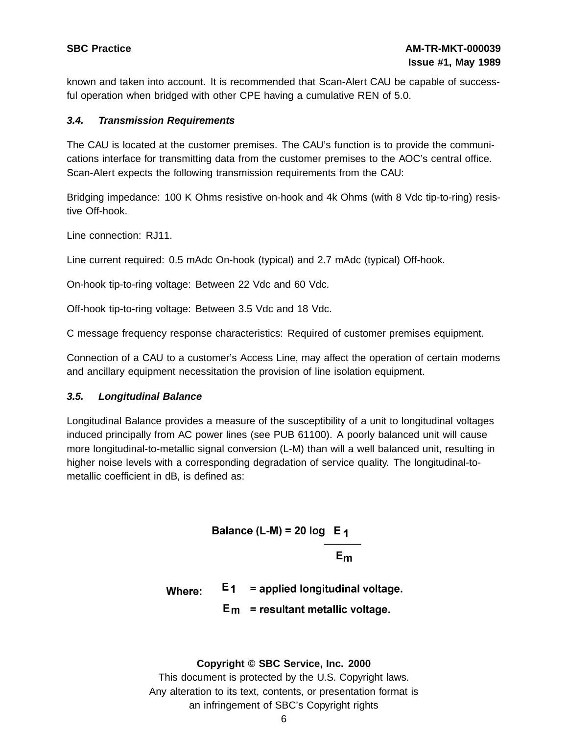known and taken into account. It is recommended that Scan-Alert CAU be capable of successful operation when bridged with other CPE having a cumulative REN of 5.0.

### *3.4. Transmission Requirements*

The CAU is located at the customer premises. The CAU's function is to provide the communications interface for transmitting data from the customer premises to the AOC's central office. Scan-Alert expects the following transmission requirements from the CAU:

Bridging impedance: 100 K Ohms resistive on-hook and 4k Ohms (with 8 Vdc tip-to-ring) resistive Off-hook.

Line connection: RJ11.

Line current required: 0.5 mAdc On-hook (typical) and 2.7 mAdc (typical) Off-hook.

On-hook tip-to-ring voltage: Between 22 Vdc and 60 Vdc.

Off-hook tip-to-ring voltage: Between 3.5 Vdc and 18 Vdc.

C message frequency response characteristics: Required of customer premises equipment.

Connection of a CAU to a customer's Access Line, may affect the operation of certain modems and ancillary equipment necessitation the provision of line isolation equipment.

### *3.5. Longitudinal Balance*

Longitudinal Balance provides a measure of the susceptibility of a unit to longitudinal voltages induced principally from AC power lines (see PUB 61100). A poorly balanced unit will cause more longitudinal-to-metallic signal conversion (L-M) than will a well balanced unit, resulting in higher noise levels with a corresponding degradation of service quality. The longitudinal-to-metallic coefficient in dB, is defined as:

$$\text{Balance (L-M)} = 20 \log \frac{E_1}{E_m}$$

**Where:** $E_1$ = applied longitudinal voltage.

$E_m$ = resultant metallic voltage.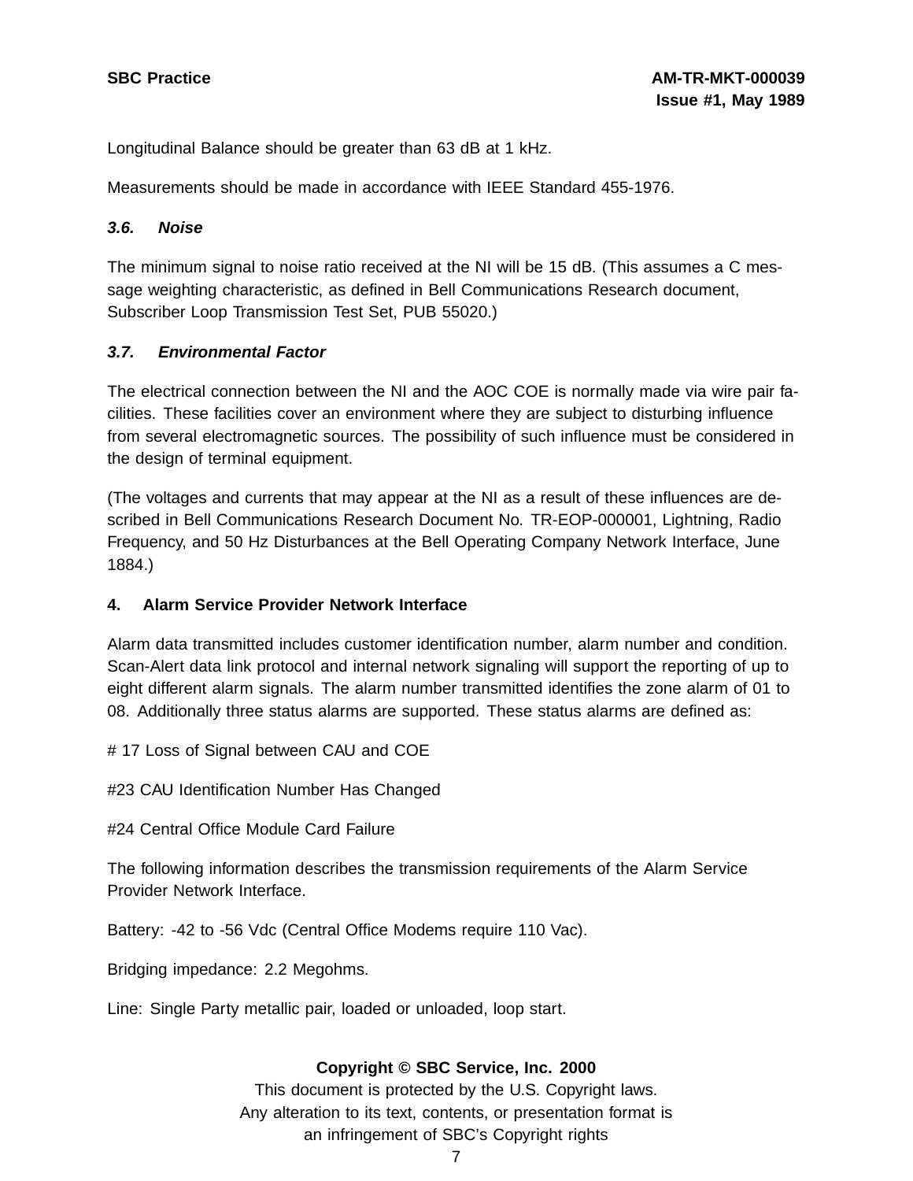Longitudinal Balance should be greater than 63 dB at 1 kHz.

Measurements should be made in accordance with IEEE Standard 455-1976.

### *3.6. Noise*

The minimum signal to noise ratio received at the NI will be 15 dB. (This assumes a C message weighting characteristic, as defined in Bell Communications Research document, Subscriber Loop Transmission Test Set, PUB 55020.)

### *3.7. Environmental Factor*

The electrical connection between the NI and the AOC COE is normally made via wire pair facilities. These facilities cover an environment where they are subject to disturbing influence from several electromagnetic sources. The possibility of such influence must be considered in the design of terminal equipment.

(The voltages and currents that may appear at the NI as a result of these influences are described in Bell Communications Research Document No. TR-EOP-000001, Lightning, Radio Frequency, and 50 Hz Disturbances at the Bell Operating Company Network Interface, June 1884.)

## 4. Alarm Service Provider Network Interface

Alarm data transmitted includes customer identification number, alarm number and condition. Scan-Alert data link protocol and internal network signaling will support the reporting of up to eight different alarm signals. The alarm number transmitted identifies the zone alarm of 01 to 08. Additionally three status alarms are supported. These status alarms are defined as:

# 17 Loss of Signal between CAU and COE

#23 CAU Identification Number Has Changed

#24 Central Office Module Card Failure

The following information describes the transmission requirements of the Alarm Service Provider Network Interface.

Battery: -42 to -56 Vdc (Central Office Modems require 110 Vac).

Bridging impedance: 2.2 Megohms.

Line: Single Party metallic pair, loaded or unloaded, loop start.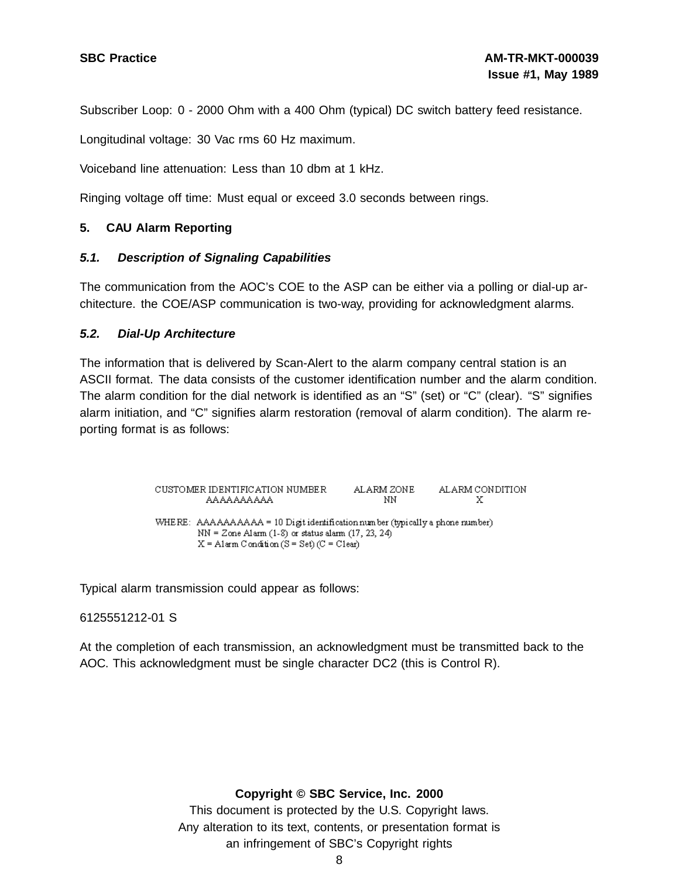Subscriber Loop: 0 - 2000 Ohm with a 400 Ohm (typical) DC switch battery feed resistance.

Longitudinal voltage: 30 Vac rms 60 Hz maximum.

Voiceband line attenuation: Less than 10 dbm at 1 kHz.

Ringing voltage off time: Must equal or exceed 3.0 seconds between rings.

## 5. CAU Alarm Reporting

### *5.1. Description of Signaling Capabilities*

The communication from the AOC's COE to the ASP can be either via a polling or dial-up architecture. the COE/ASP communication is two-way, providing for acknowledgment alarms.

### *5.2. Dial-Up Architecture*

The information that is delivered by Scan-Alert to the alarm company central station is an ASCII format. The data consists of the customer identification number and the alarm condition. The alarm condition for the dial network is identified as an "S" (set) or "C" (clear). "S" signifies alarm initiation, and "C" signifies alarm restoration (removal of alarm condition). The alarm reporting format is as follows:

```
CUSTOMER IDENTIFICATION NUMBER        ALARM ZONE        ALARM CONDITION
          AAAAAAAAAA                      NN                   X

WHERE:  AAAAAAAAAA = 10 Digit identification number (typically a phone number)
        NN = Zone Alarm (1-8) or status alarm (17, 23, 24)
        X = Alarm Condition (S = Set) (C = Clear)
```

Typical alarm transmission could appear as follows:

6125551212-01 S

At the completion of each transmission, an acknowledgment must be transmitted back to the AOC. This acknowledgment must be single character DC2 (this is Control R).

**Copyright © SBC Service, Inc. 2000**

This document is protected by the U.S. Copyright laws.
Any alteration to its text, contents, or presentation format is an infringement of SBC's Copyright rights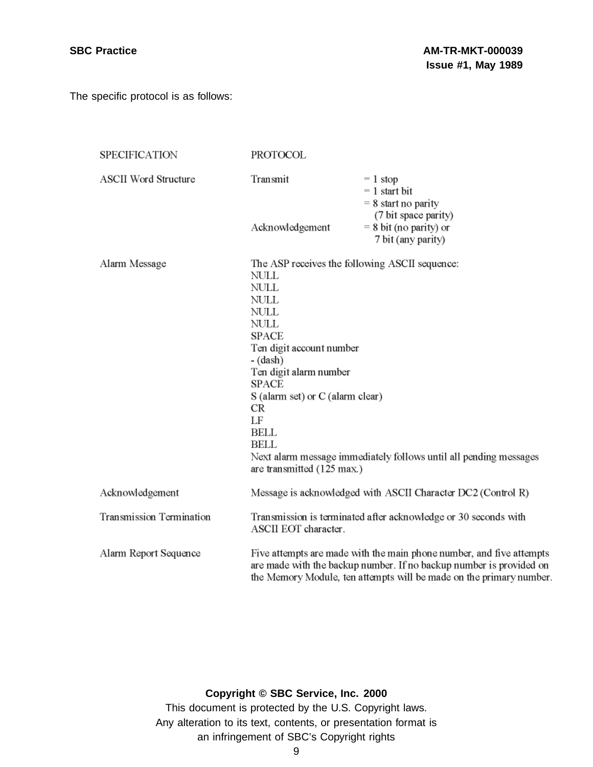The specific protocol is as follows:

| SPECIFICATION | PROTOCOL | |
|---|---|---|
| ASCII Word Structure | Transmit | = 1 stop<br>= 1 start bit<br>= 8 start no parity<br>(7 bit space parity) |
| | Acknowledgement | = 8 bit (no parity) or<br>7 bit (any parity) |
| Alarm Message | The ASP receives the following ASCII sequence:<br>NULL<br>NULL<br>NULL<br>NULL<br>NULL<br>SPACE<br>Ten digit account number<br>- (dash)<br>Ten digit alarm number<br>SPACE<br>S (alarm set) or C (alarm clear)<br>CR<br>LF<br>BELL<br>BELL<br>Next alarm message immediately follows until all pending messages are transmitted (125 max.) | |
| Acknowledgement | Message is acknowledged with ASCII Character DC2 (Control R) | |
| Transmission Termination | Transmission is terminated after acknowledge or 30 seconds with ASCII EOT character. | |
| Alarm Report Sequence | Five attempts are made with the main phone number, and five attempts are made with the backup number. If no backup number is provided on the Memory Module, ten attempts will be made on the primary number. | |

**Copyright © SBC Service, Inc. 2000**

This document is protected by the U.S. Copyright laws.
Any alteration to its text, contents, or presentation format is
an infringement of SBC's Copyright rights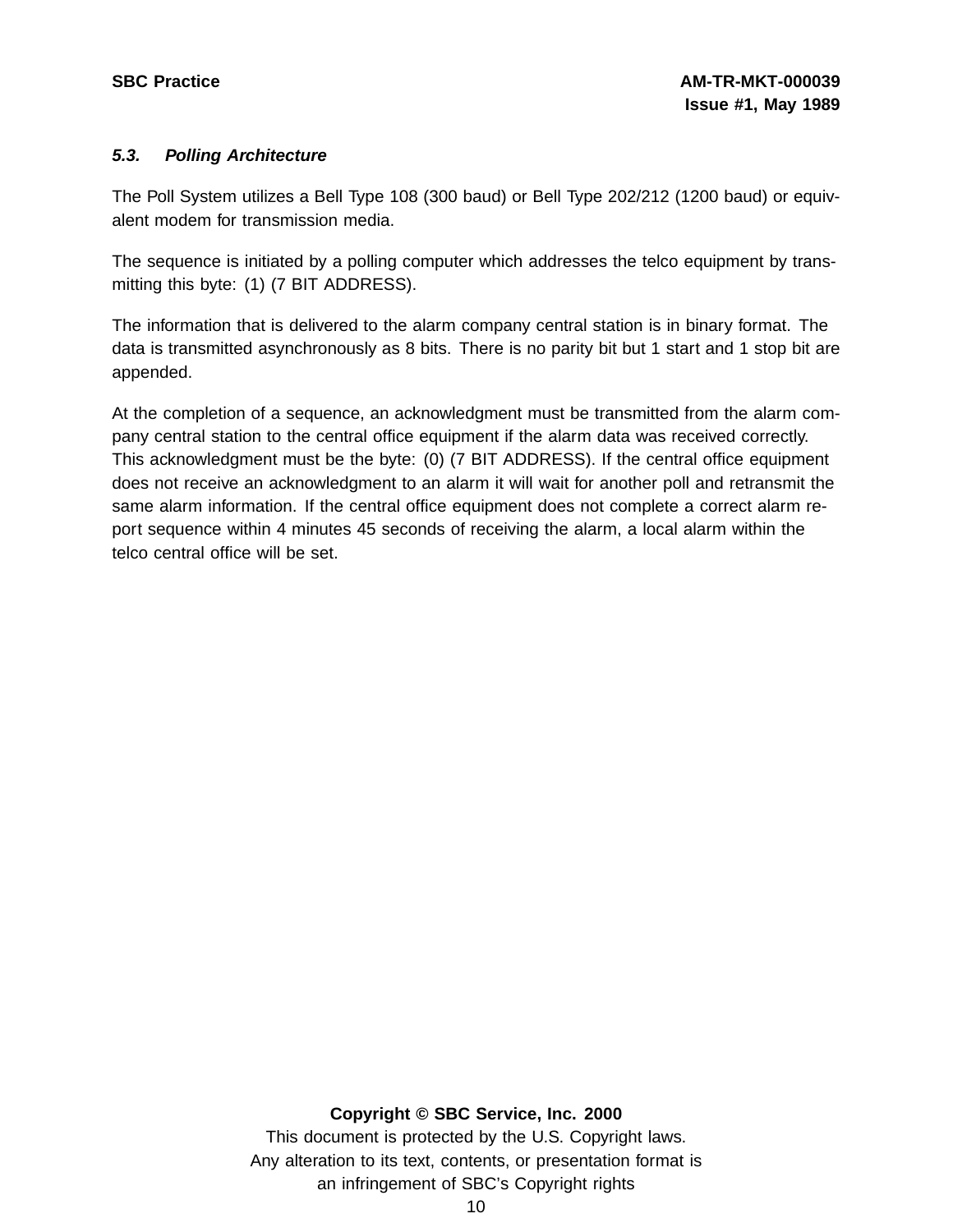### *5.3. Polling Architecture*

The Poll System utilizes a Bell Type 108 (300 baud) or Bell Type 202/212 (1200 baud) or equivalent modem for transmission media.

The sequence is initiated by a polling computer which addresses the telco equipment by transmitting this byte: (1) (7 BIT ADDRESS).

The information that is delivered to the alarm company central station is in binary format. The data is transmitted asynchronously as 8 bits. There is no parity bit but 1 start and 1 stop bit are appended.

At the completion of a sequence, an acknowledgment must be transmitted from the alarm company central station to the central office equipment if the alarm data was received correctly. This acknowledgment must be the byte: (0) (7 BIT ADDRESS). If the central office equipment does not receive an acknowledgment to an alarm it will wait for another poll and retransmit the same alarm information. If the central office equipment does not complete a correct alarm report sequence within 4 minutes 45 seconds of receiving the alarm, a local alarm within the telco central office will be set.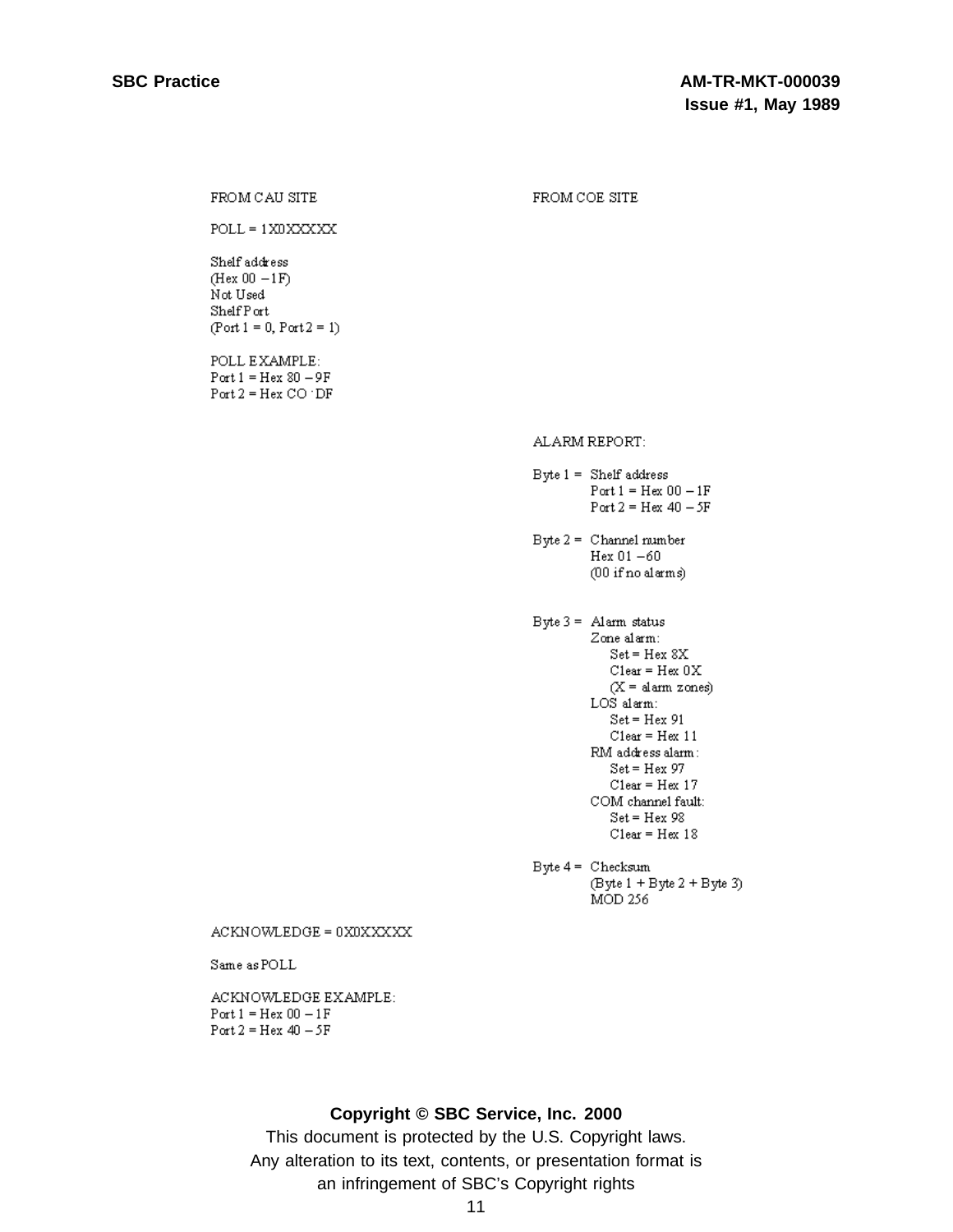| FROM CAU SITE | FROM COE SITE |
|---|---|
| POLL = 1X0XXXXX<br><br>Shelf address<br>(Hex 00 – 1F)<br>Not Used<br>Shelf Port<br>(Port 1 = 0, Port 2 = 1)<br><br>POLL EXAMPLE:<br>Port 1 = Hex 80 – 9F<br>Port 2 = Hex CO - DF | |
| | ALARM REPORT:<br><br>Byte 1 = Shelf address<br>Port 1 = Hex 00 – 1F<br>Port 2 = Hex 40 – 5F<br><br>Byte 2 = Channel number<br>Hex 01 – 60<br>(00 if no alarms)<br><br>Byte 3 = Alarm status<br>Zone alarm:<br>Set = Hex 8X<br>Clear = Hex 0X<br>(X = alarm zones)<br>LOS alarm:<br>Set = Hex 91<br>Clear = Hex 11<br>RM address alarm:<br>Set = Hex 97<br>Clear = Hex 17<br>COM channel fault:<br>Set = Hex 98<br>Clear = Hex 18<br><br>Byte 4 = Checksum<br>(Byte 1 + Byte 2 + Byte 3)<br>MOD 256 |
| ACKNOWLEDGE = 0X0XXXXX<br><br>Same as POLL<br><br>ACKNOWLEDGE EXAMPLE:<br>Port 1 = Hex 00 – 1F<br>Port 2 = Hex 40 – 5F | |

**Copyright © SBC Service, Inc. 2000**

This document is protected by the U.S. Copyright laws.
Any alteration to its text, contents, or presentation format is an infringement of SBC's Copyright rights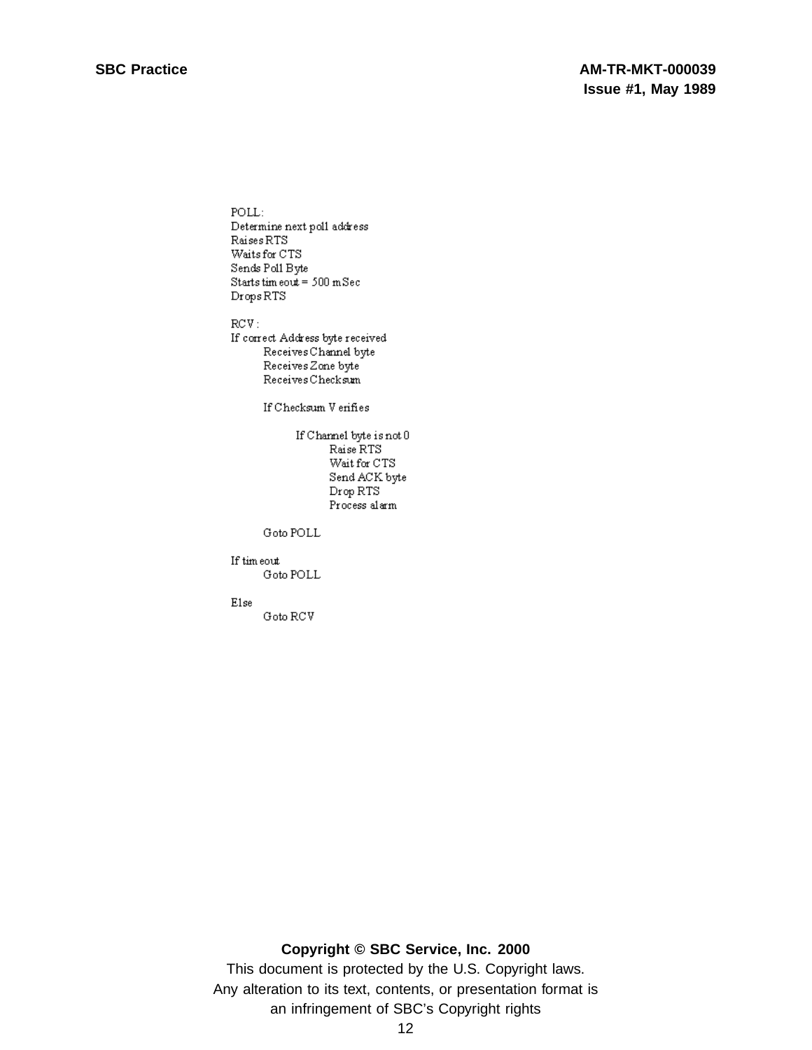```
POLL:
Determine next poll address
Raises RTS
Waits for CTS
Sends Poll Byte
Starts timeout = 500 mSec
Drops RTS

RCV:
If correct Address byte received
        Receives Channel byte
        Receives Zone byte
        Receives Checksum

        If Checksum Verifies

                If Channel byte is not 0
                        Raise RTS
                        Wait for CTS
                        Send ACK byte
                        Drop RTS
                        Process alarm

        Goto POLL

If timeout
        Goto POLL

Else
        Goto RCV
```

**Copyright © SBC Service, Inc. 2000**

This document is protected by the U.S. Copyright laws.
Any alteration to its text, contents, or presentation format is
an infringement of SBC's Copyright rights